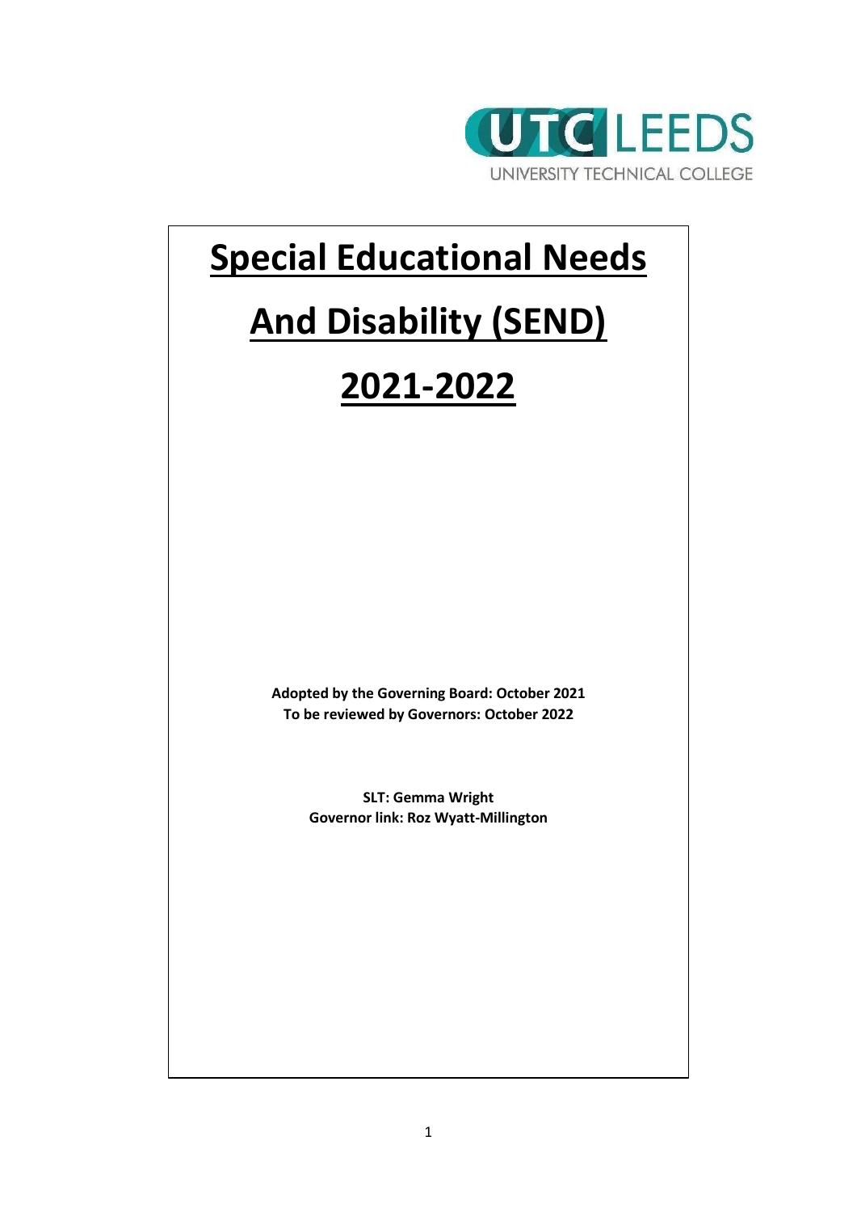UTC LEEDS

UNIVERSITY TECHNICAL COLLEGE

# Special Educational Needs And Disability (SEND) 2021-2022

**Adopted by the Governing Board: October 2021**
**To be reviewed by Governors: October 2022**

**SLT: Gemma Wright**
**Governor link: Roz Wyatt-Millington**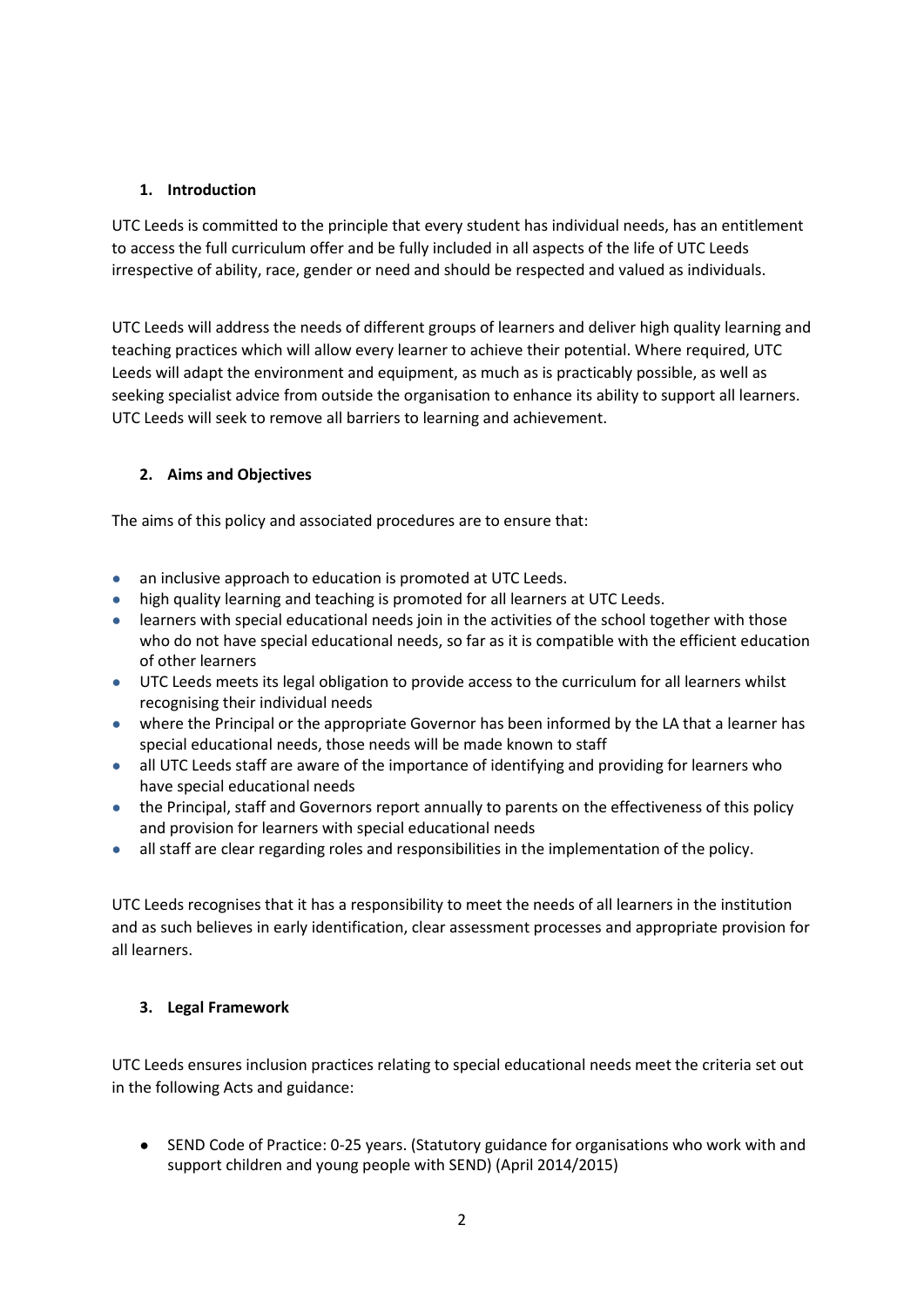## 1. Introduction

UTC Leeds is committed to the principle that every student has individual needs, has an entitlement to access the full curriculum offer and be fully included in all aspects of the life of UTC Leeds irrespective of ability, race, gender or need and should be respected and valued as individuals.

UTC Leeds will address the needs of different groups of learners and deliver high quality learning and teaching practices which will allow every learner to achieve their potential. Where required, UTC Leeds will adapt the environment and equipment, as much as is practicably possible, as well as seeking specialist advice from outside the organisation to enhance its ability to support all learners. UTC Leeds will seek to remove all barriers to learning and achievement.

## 2. Aims and Objectives

The aims of this policy and associated procedures are to ensure that:

- an inclusive approach to education is promoted at UTC Leeds.
- high quality learning and teaching is promoted for all learners at UTC Leeds.
- learners with special educational needs join in the activities of the school together with those who do not have special educational needs, so far as it is compatible with the efficient education of other learners
- UTC Leeds meets its legal obligation to provide access to the curriculum for all learners whilst recognising their individual needs
- where the Principal or the appropriate Governor has been informed by the LA that a learner has special educational needs, those needs will be made known to staff
- all UTC Leeds staff are aware of the importance of identifying and providing for learners who have special educational needs
- the Principal, staff and Governors report annually to parents on the effectiveness of this policy and provision for learners with special educational needs
- all staff are clear regarding roles and responsibilities in the implementation of the policy.

UTC Leeds recognises that it has a responsibility to meet the needs of all learners in the institution and as such believes in early identification, clear assessment processes and appropriate provision for all learners.

## 3. Legal Framework

UTC Leeds ensures inclusion practices relating to special educational needs meet the criteria set out in the following Acts and guidance:

- SEND Code of Practice: 0-25 years. (Statutory guidance for organisations who work with and support children and young people with SEND) (April 2014/2015)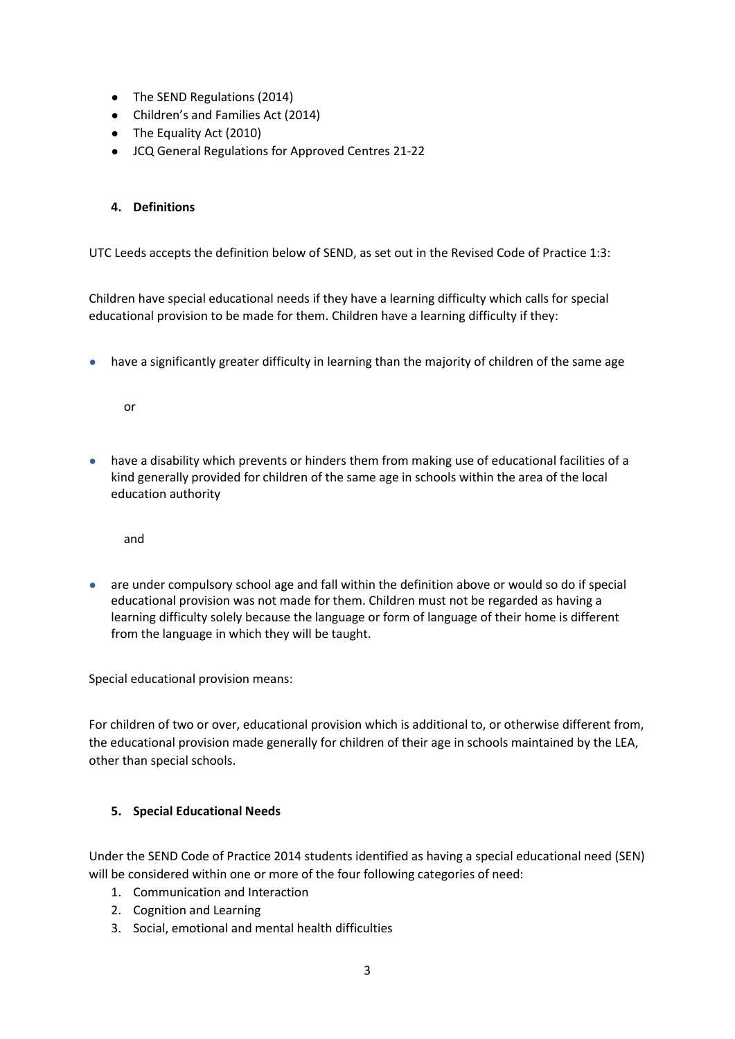- The SEND Regulations (2014)
- Children's and Families Act (2014)
- The Equality Act (2010)
- JCQ General Regulations for Approved Centres 21-22

## 4. Definitions

UTC Leeds accepts the definition below of SEND, as set out in the Revised Code of Practice 1:3:

Children have special educational needs if they have a learning difficulty which calls for special educational provision to be made for them. Children have a learning difficulty if they:

- have a significantly greater difficulty in learning than the majority of children of the same age

  or

- have a disability which prevents or hinders them from making use of educational facilities of a kind generally provided for children of the same age in schools within the area of the local education authority

  and

- are under compulsory school age and fall within the definition above or would so do if special educational provision was not made for them. Children must not be regarded as having a learning difficulty solely because the language or form of language of their home is different from the language in which they will be taught.

Special educational provision means:

For children of two or over, educational provision which is additional to, or otherwise different from, the educational provision made generally for children of their age in schools maintained by the LEA, other than special schools.

## 5. Special Educational Needs

Under the SEND Code of Practice 2014 students identified as having a special educational need (SEN) will be considered within one or more of the four following categories of need:

1. Communication and Interaction
2. Cognition and Learning
3. Social, emotional and mental health difficulties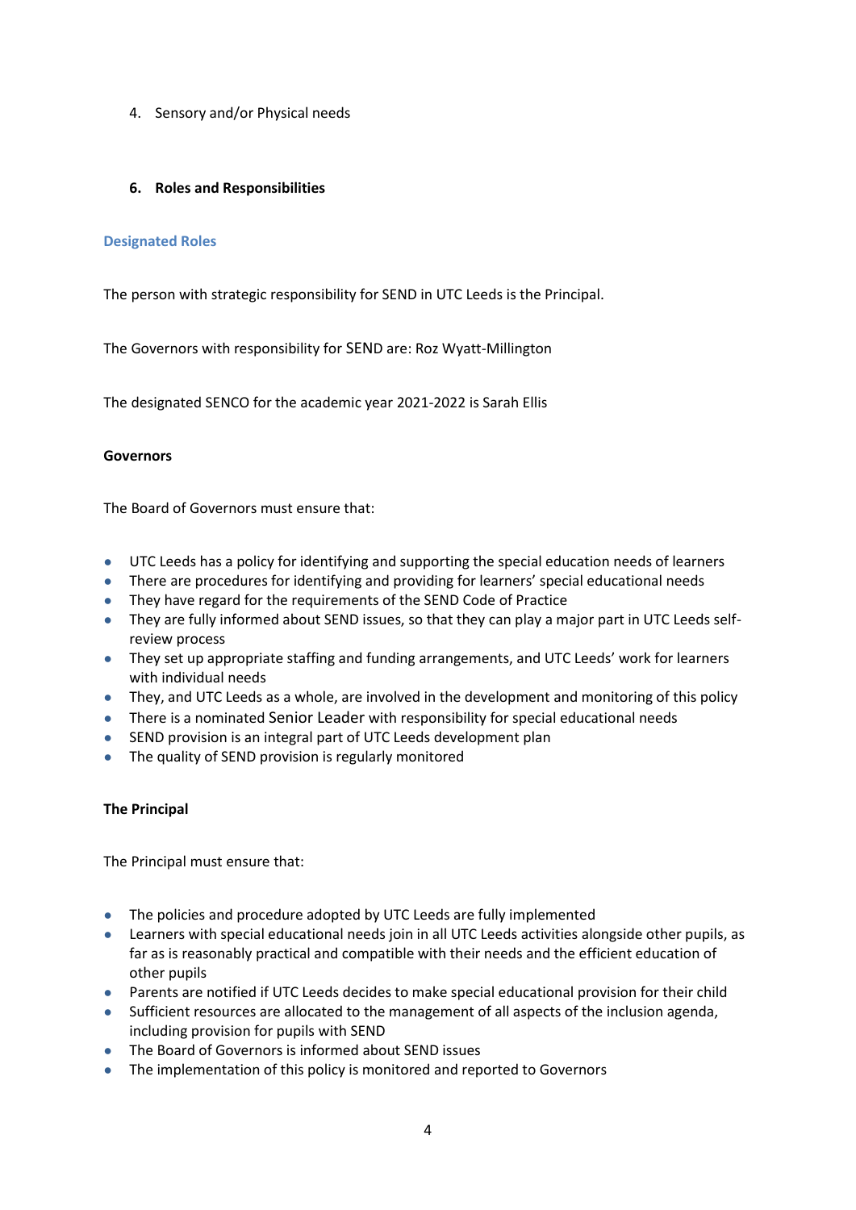4. Sensory and/or Physical needs

## 6. Roles and Responsibilities

### Designated Roles

The person with strategic responsibility for SEND in UTC Leeds is the Principal.

The Governors with responsibility for SEND are: Roz Wyatt-Millington

The designated SENCO for the academic year 2021-2022 is Sarah Ellis

**Governors**

The Board of Governors must ensure that:

- UTC Leeds has a policy for identifying and supporting the special education needs of learners
- There are procedures for identifying and providing for learners' special educational needs
- They have regard for the requirements of the SEND Code of Practice
- They are fully informed about SEND issues, so that they can play a major part in UTC Leeds self-review process
- They set up appropriate staffing and funding arrangements, and UTC Leeds' work for learners with individual needs
- They, and UTC Leeds as a whole, are involved in the development and monitoring of this policy
- There is a nominated Senior Leader with responsibility for special educational needs
- SEND provision is an integral part of UTC Leeds development plan
- The quality of SEND provision is regularly monitored

**The Principal**

The Principal must ensure that:

- The policies and procedure adopted by UTC Leeds are fully implemented
- Learners with special educational needs join in all UTC Leeds activities alongside other pupils, as far as is reasonably practical and compatible with their needs and the efficient education of other pupils
- Parents are notified if UTC Leeds decides to make special educational provision for their child
- Sufficient resources are allocated to the management of all aspects of the inclusion agenda, including provision for pupils with SEND
- The Board of Governors is informed about SEND issues
- The implementation of this policy is monitored and reported to Governors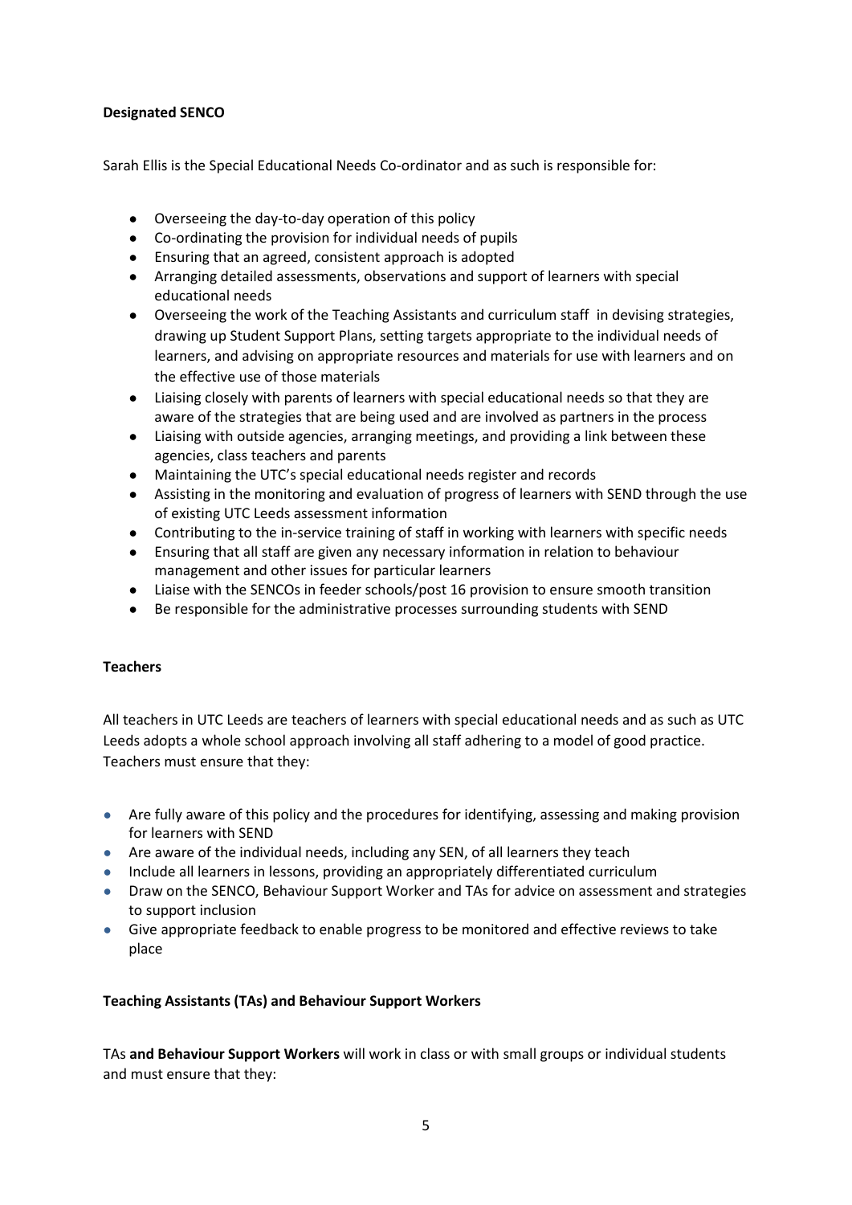**Designated SENCO**

Sarah Ellis is the Special Educational Needs Co-ordinator and as such is responsible for:

- Overseeing the day-to-day operation of this policy
- Co-ordinating the provision for individual needs of pupils
- Ensuring that an agreed, consistent approach is adopted
- Arranging detailed assessments, observations and support of learners with special educational needs
- Overseeing the work of the Teaching Assistants and curriculum staff in devising strategies, drawing up Student Support Plans, setting targets appropriate to the individual needs of learners, and advising on appropriate resources and materials for use with learners and on the effective use of those materials
- Liaising closely with parents of learners with special educational needs so that they are aware of the strategies that are being used and are involved as partners in the process
- Liaising with outside agencies, arranging meetings, and providing a link between these agencies, class teachers and parents
- Maintaining the UTC's special educational needs register and records
- Assisting in the monitoring and evaluation of progress of learners with SEND through the use of existing UTC Leeds assessment information
- Contributing to the in-service training of staff in working with learners with specific needs
- Ensuring that all staff are given any necessary information in relation to behaviour management and other issues for particular learners
- Liaise with the SENCOs in feeder schools/post 16 provision to ensure smooth transition
- Be responsible for the administrative processes surrounding students with SEND

**Teachers**

All teachers in UTC Leeds are teachers of learners with special educational needs and as such as UTC Leeds adopts a whole school approach involving all staff adhering to a model of good practice. Teachers must ensure that they:

- Are fully aware of this policy and the procedures for identifying, assessing and making provision for learners with SEND
- Are aware of the individual needs, including any SEN, of all learners they teach
- Include all learners in lessons, providing an appropriately differentiated curriculum
- Draw on the SENCO, Behaviour Support Worker and TAs for advice on assessment and strategies to support inclusion
- Give appropriate feedback to enable progress to be monitored and effective reviews to take place

**Teaching Assistants (TAs) and Behaviour Support Workers**

TAs **and Behaviour Support Workers** will work in class or with small groups or individual students and must ensure that they: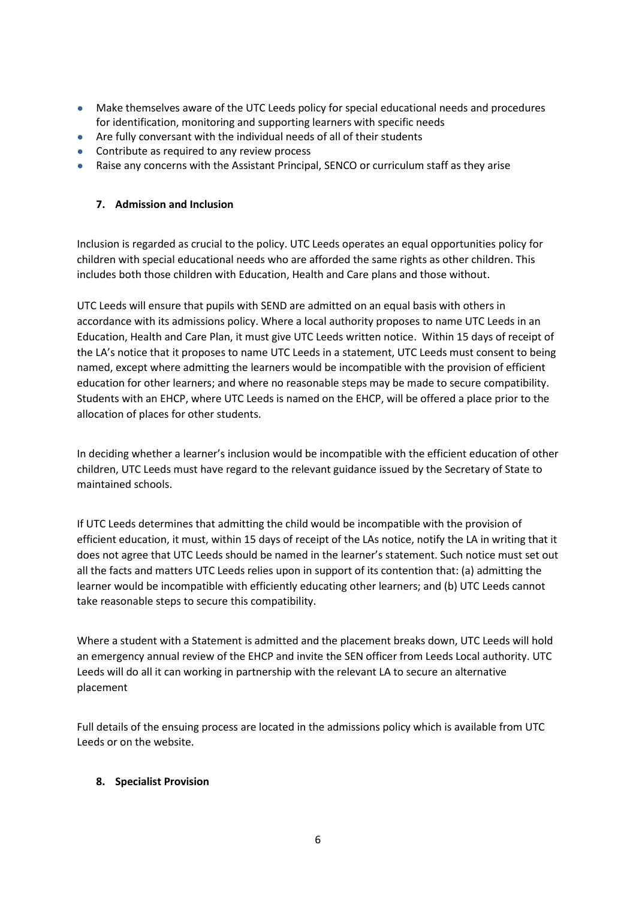- Make themselves aware of the UTC Leeds policy for special educational needs and procedures for identification, monitoring and supporting learners with specific needs
- Are fully conversant with the individual needs of all of their students
- Contribute as required to any review process
- Raise any concerns with the Assistant Principal, SENCO or curriculum staff as they arise

## 7. Admission and Inclusion

Inclusion is regarded as crucial to the policy. UTC Leeds operates an equal opportunities policy for children with special educational needs who are afforded the same rights as other children. This includes both those children with Education, Health and Care plans and those without.

UTC Leeds will ensure that pupils with SEND are admitted on an equal basis with others in accordance with its admissions policy. Where a local authority proposes to name UTC Leeds in an Education, Health and Care Plan, it must give UTC Leeds written notice. Within 15 days of receipt of the LA's notice that it proposes to name UTC Leeds in a statement, UTC Leeds must consent to being named, except where admitting the learners would be incompatible with the provision of efficient education for other learners; and where no reasonable steps may be made to secure compatibility. Students with an EHCP, where UTC Leeds is named on the EHCP, will be offered a place prior to the allocation of places for other students.

In deciding whether a learner's inclusion would be incompatible with the efficient education of other children, UTC Leeds must have regard to the relevant guidance issued by the Secretary of State to maintained schools.

If UTC Leeds determines that admitting the child would be incompatible with the provision of efficient education, it must, within 15 days of receipt of the LAs notice, notify the LA in writing that it does not agree that UTC Leeds should be named in the learner's statement. Such notice must set out all the facts and matters UTC Leeds relies upon in support of its contention that: (a) admitting the learner would be incompatible with efficiently educating other learners; and (b) UTC Leeds cannot take reasonable steps to secure this compatibility.

Where a student with a Statement is admitted and the placement breaks down, UTC Leeds will hold an emergency annual review of the EHCP and invite the SEN officer from Leeds Local authority. UTC Leeds will do all it can working in partnership with the relevant LA to secure an alternative placement

Full details of the ensuing process are located in the admissions policy which is available from UTC Leeds or on the website.

## 8. Specialist Provision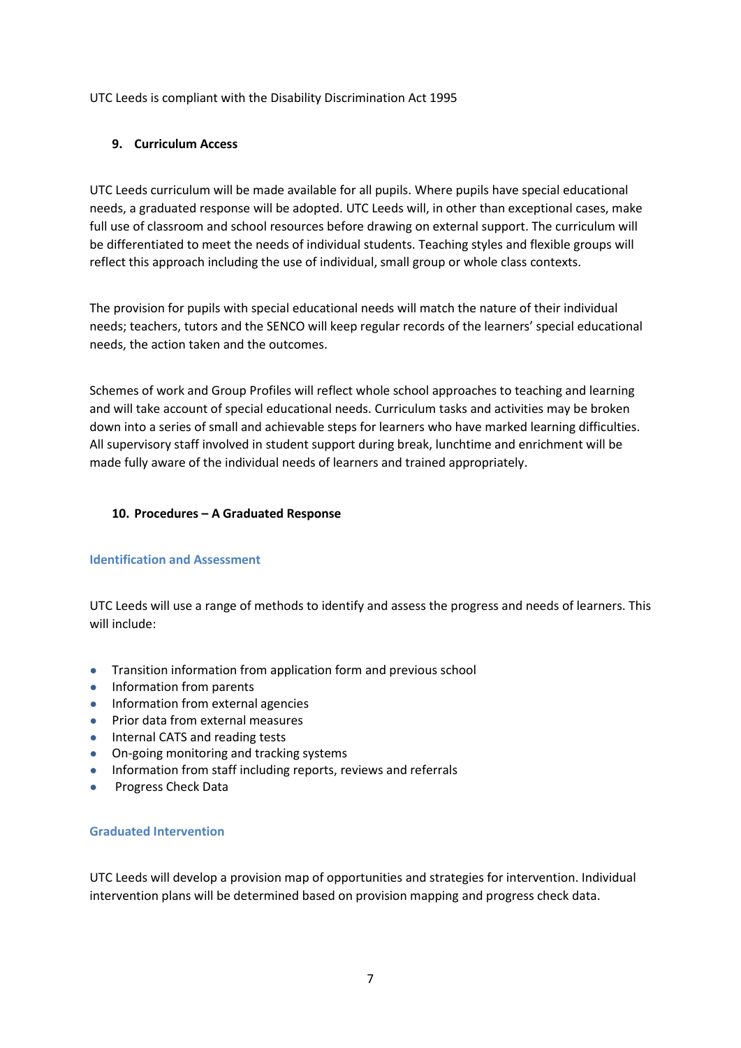UTC Leeds is compliant with the Disability Discrimination Act 1995

## 9. Curriculum Access

UTC Leeds curriculum will be made available for all pupils. Where pupils have special educational needs, a graduated response will be adopted. UTC Leeds will, in other than exceptional cases, make full use of classroom and school resources before drawing on external support. The curriculum will be differentiated to meet the needs of individual students. Teaching styles and flexible groups will reflect this approach including the use of individual, small group or whole class contexts.

The provision for pupils with special educational needs will match the nature of their individual needs; teachers, tutors and the SENCO will keep regular records of the learners' special educational needs, the action taken and the outcomes.

Schemes of work and Group Profiles will reflect whole school approaches to teaching and learning and will take account of special educational needs. Curriculum tasks and activities may be broken down into a series of small and achievable steps for learners who have marked learning difficulties. All supervisory staff involved in student support during break, lunchtime and enrichment will be made fully aware of the individual needs of learners and trained appropriately.

## 10. Procedures – A Graduated Response

### Identification and Assessment

UTC Leeds will use a range of methods to identify and assess the progress and needs of learners. This will include:

- Transition information from application form and previous school
- Information from parents
- Information from external agencies
- Prior data from external measures
- Internal CATS and reading tests
- On-going monitoring and tracking systems
- Information from staff including reports, reviews and referrals
- Progress Check Data

### Graduated Intervention

UTC Leeds will develop a provision map of opportunities and strategies for intervention. Individual intervention plans will be determined based on provision mapping and progress check data.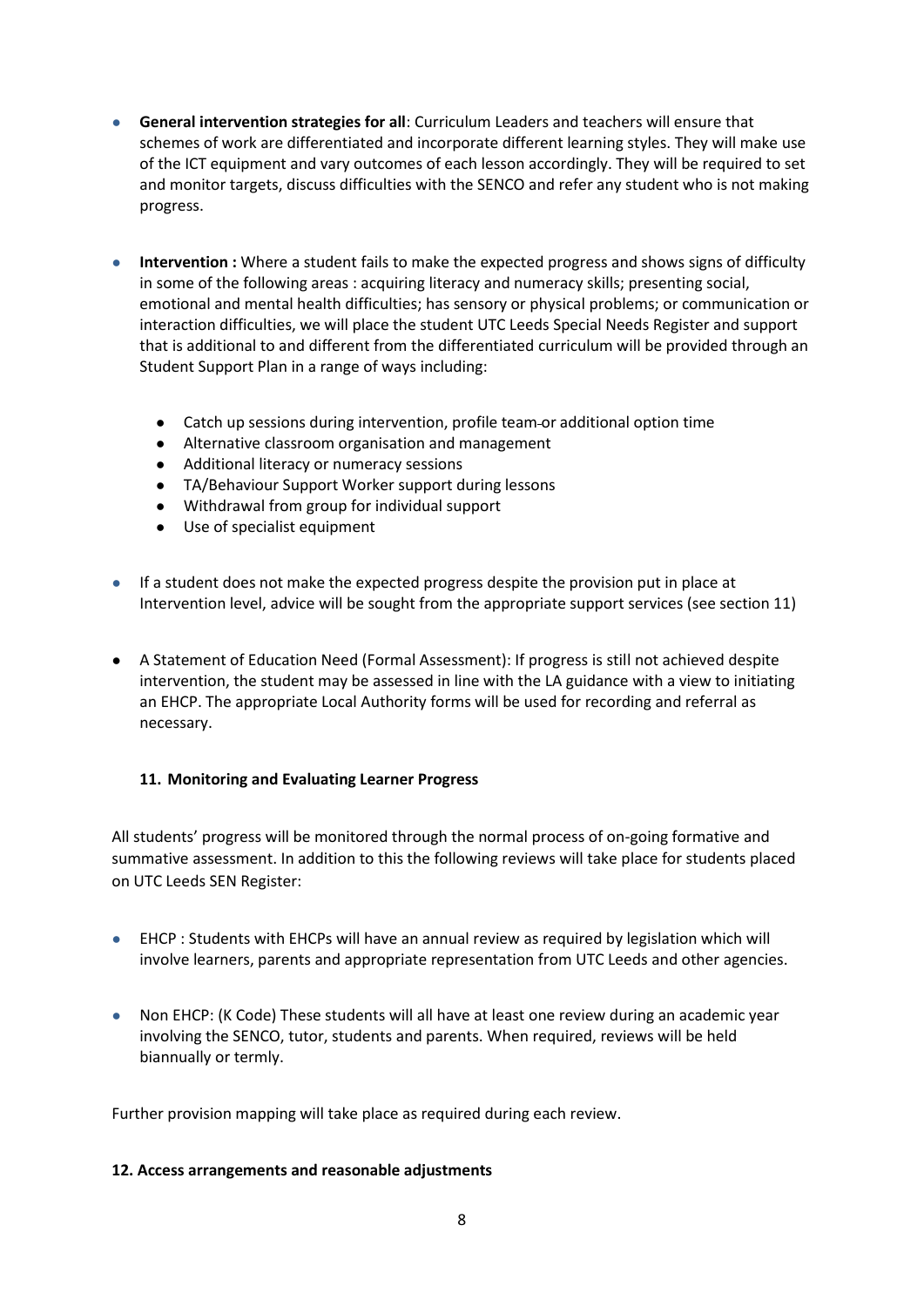- **General intervention strategies for all**: Curriculum Leaders and teachers will ensure that schemes of work are differentiated and incorporate different learning styles. They will make use of the ICT equipment and vary outcomes of each lesson accordingly. They will be required to set and monitor targets, discuss difficulties with the SENCO and refer any student who is not making progress.

- **Intervention :** Where a student fails to make the expected progress and shows signs of difficulty in some of the following areas : acquiring literacy and numeracy skills; presenting social, emotional and mental health difficulties; has sensory or physical problems; or communication or interaction difficulties, we will place the student UTC Leeds Special Needs Register and support that is additional to and different from the differentiated curriculum will be provided through an Student Support Plan in a range of ways including:

    - Catch up sessions during intervention, profile team or additional option time
    - Alternative classroom organisation and management
    - Additional literacy or numeracy sessions
    - TA/Behaviour Support Worker support during lessons
    - Withdrawal from group for individual support
    - Use of specialist equipment

- If a student does not make the expected progress despite the provision put in place at Intervention level, advice will be sought from the appropriate support services (see section 11)

- A Statement of Education Need (Formal Assessment): If progress is still not achieved despite intervention, the student may be assessed in line with the LA guidance with a view to initiating an EHCP. The appropriate Local Authority forms will be used for recording and referral as necessary.

### 11. Monitoring and Evaluating Learner Progress

All students' progress will be monitored through the normal process of on-going formative and summative assessment. In addition to this the following reviews will take place for students placed on UTC Leeds SEN Register:

- EHCP : Students with EHCPs will have an annual review as required by legislation which will involve learners, parents and appropriate representation from UTC Leeds and other agencies.

- Non EHCP: (K Code) These students will all have at least one review during an academic year involving the SENCO, tutor, students and parents. When required, reviews will be held biannually or termly.

Further provision mapping will take place as required during each review.

### 12. Access arrangements and reasonable adjustments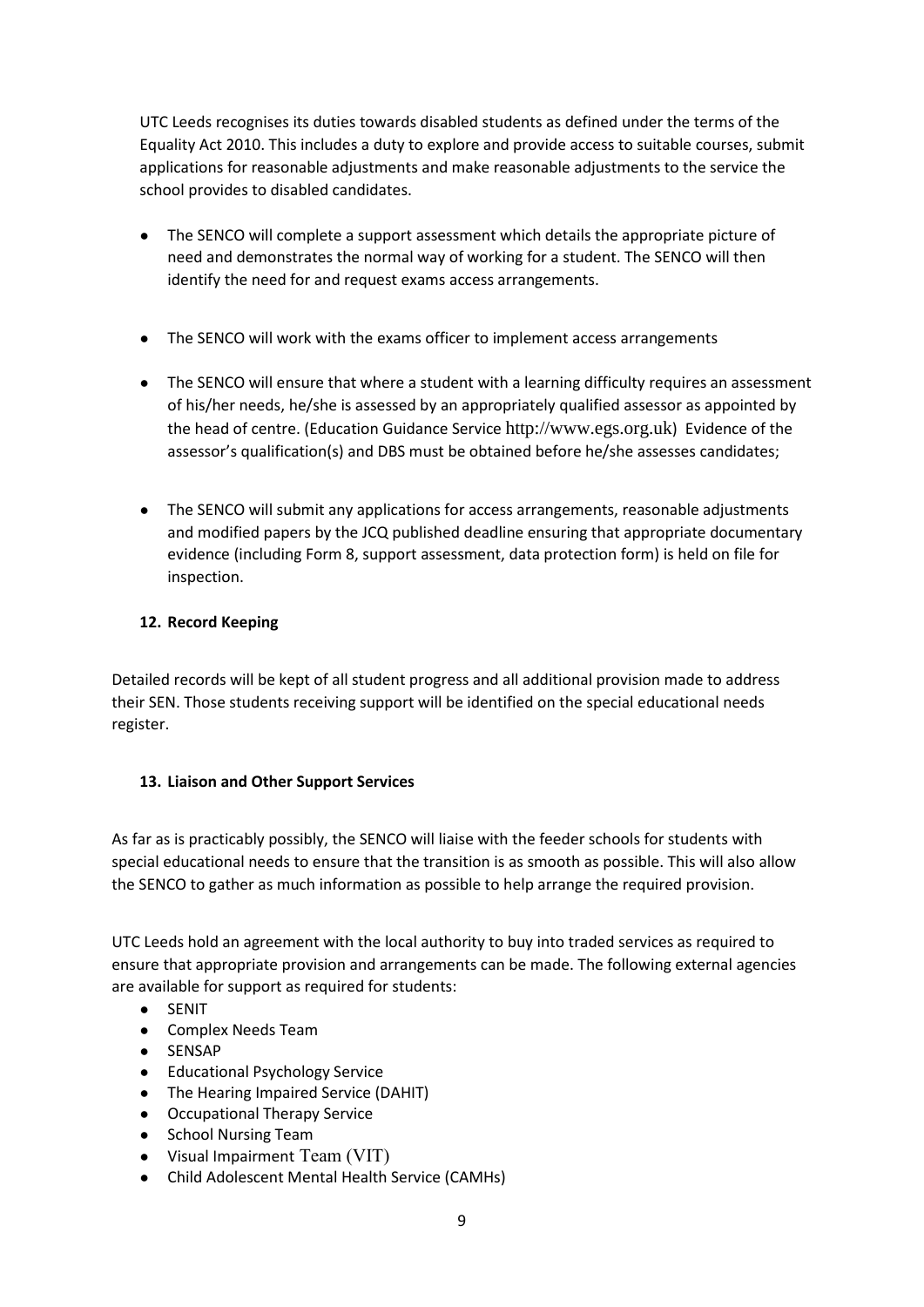UTC Leeds recognises its duties towards disabled students as defined under the terms of the Equality Act 2010. This includes a duty to explore and provide access to suitable courses, submit applications for reasonable adjustments and make reasonable adjustments to the service the school provides to disabled candidates.

- The SENCO will complete a support assessment which details the appropriate picture of need and demonstrates the normal way of working for a student. The SENCO will then identify the need for and request exams access arrangements.

- The SENCO will work with the exams officer to implement access arrangements

- The SENCO will ensure that where a student with a learning difficulty requires an assessment of his/her needs, he/she is assessed by an appropriately qualified assessor as appointed by the head of centre. (Education Guidance Service http://www.egs.org.uk) Evidence of the assessor's qualification(s) and DBS must be obtained before he/she assesses candidates;

- The SENCO will submit any applications for access arrangements, reasonable adjustments and modified papers by the JCQ published deadline ensuring that appropriate documentary evidence (including Form 8, support assessment, data protection form) is held on file for inspection.

## 12. Record Keeping

Detailed records will be kept of all student progress and all additional provision made to address their SEN. Those students receiving support will be identified on the special educational needs register.

## 13. Liaison and Other Support Services

As far as is practicably possibly, the SENCO will liaise with the feeder schools for students with special educational needs to ensure that the transition is as smooth as possible. This will also allow the SENCO to gather as much information as possible to help arrange the required provision.

UTC Leeds hold an agreement with the local authority to buy into traded services as required to ensure that appropriate provision and arrangements can be made. The following external agencies are available for support as required for students:

- SENIT
- Complex Needs Team
- SENSAP
- Educational Psychology Service
- The Hearing Impaired Service (DAHIT)
- Occupational Therapy Service
- School Nursing Team
- Visual Impairment Team (VIT)
- Child Adolescent Mental Health Service (CAMHs)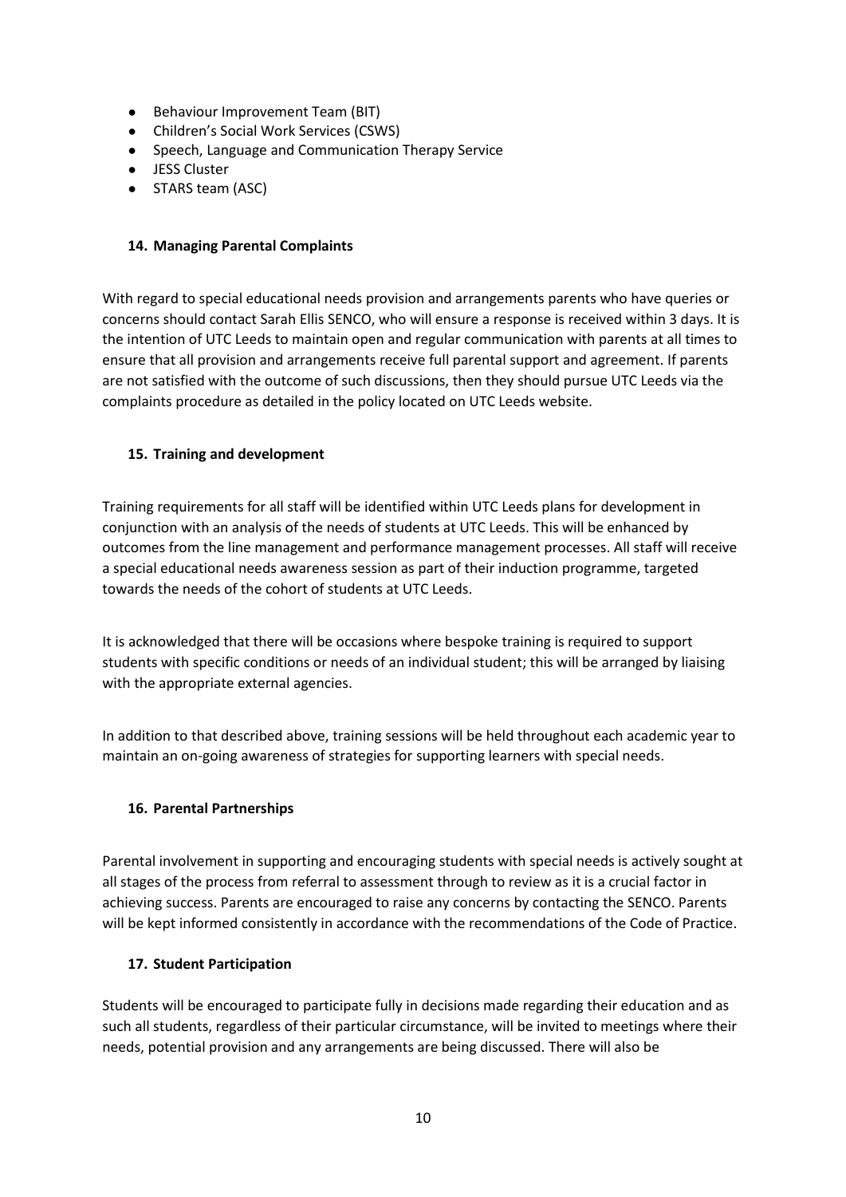- Behaviour Improvement Team (BIT)
- Children's Social Work Services (CSWS)
- Speech, Language and Communication Therapy Service
- JESS Cluster
- STARS team (ASC)

### 14. Managing Parental Complaints

With regard to special educational needs provision and arrangements parents who have queries or concerns should contact Sarah Ellis SENCO, who will ensure a response is received within 3 days. It is the intention of UTC Leeds to maintain open and regular communication with parents at all times to ensure that all provision and arrangements receive full parental support and agreement. If parents are not satisfied with the outcome of such discussions, then they should pursue UTC Leeds via the complaints procedure as detailed in the policy located on UTC Leeds website.

### 15. Training and development

Training requirements for all staff will be identified within UTC Leeds plans for development in conjunction with an analysis of the needs of students at UTC Leeds. This will be enhanced by outcomes from the line management and performance management processes. All staff will receive a special educational needs awareness session as part of their induction programme, targeted towards the needs of the cohort of students at UTC Leeds.

It is acknowledged that there will be occasions where bespoke training is required to support students with specific conditions or needs of an individual student; this will be arranged by liaising with the appropriate external agencies.

In addition to that described above, training sessions will be held throughout each academic year to maintain an on-going awareness of strategies for supporting learners with special needs.

### 16. Parental Partnerships

Parental involvement in supporting and encouraging students with special needs is actively sought at all stages of the process from referral to assessment through to review as it is a crucial factor in achieving success. Parents are encouraged to raise any concerns by contacting the SENCO. Parents will be kept informed consistently in accordance with the recommendations of the Code of Practice.

### 17. Student Participation

Students will be encouraged to participate fully in decisions made regarding their education and as such all students, regardless of their particular circumstance, will be invited to meetings where their needs, potential provision and any arrangements are being discussed. There will also be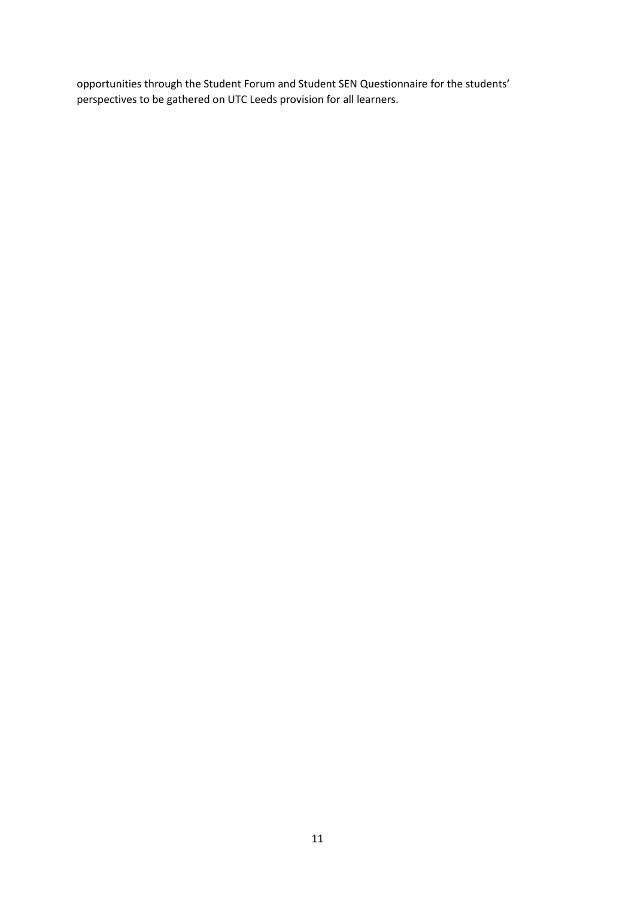opportunities through the Student Forum and Student SEN Questionnaire for the students' perspectives to be gathered on UTC Leeds provision for all learners.